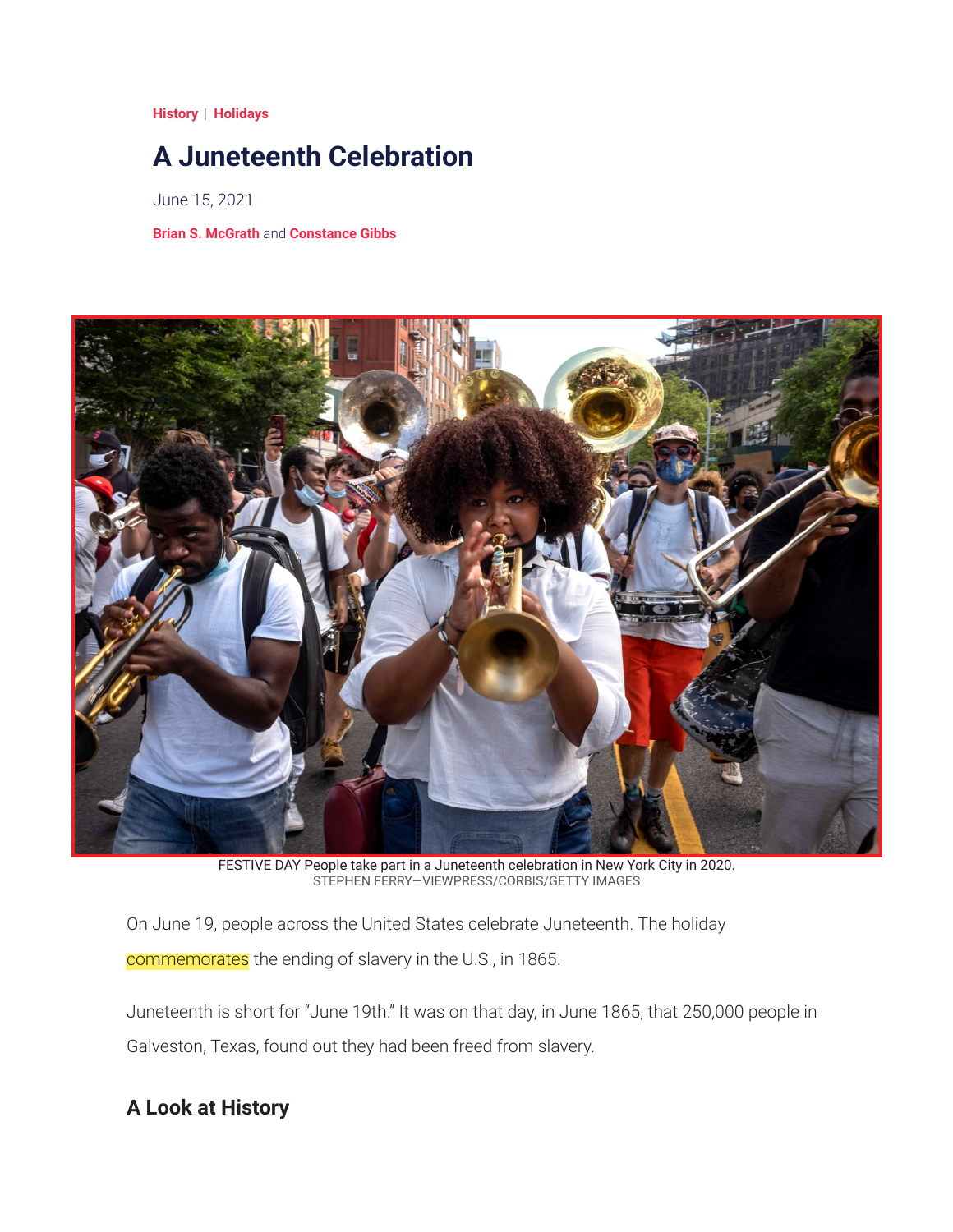**History** | **Holidays**

# A Juneteenth Celebration

June 15, 2021

**Brian S. McGrath** and **Constance Gibbs**

FESTIVE DAY People take part in a Juneteenth celebration in New York City in 2020.
STEPHEN FERRY—VIEWPRESS/CORBIS/GETTY IMAGES

On June 19, people across the United States celebrate Juneteenth. The holiday commemorates the ending of slavery in the U.S., in 1865.

Juneteenth is short for "June 19th." It was on that day, in June 1865, that 250,000 people in Galveston, Texas, found out they had been freed from slavery.

## A Look at History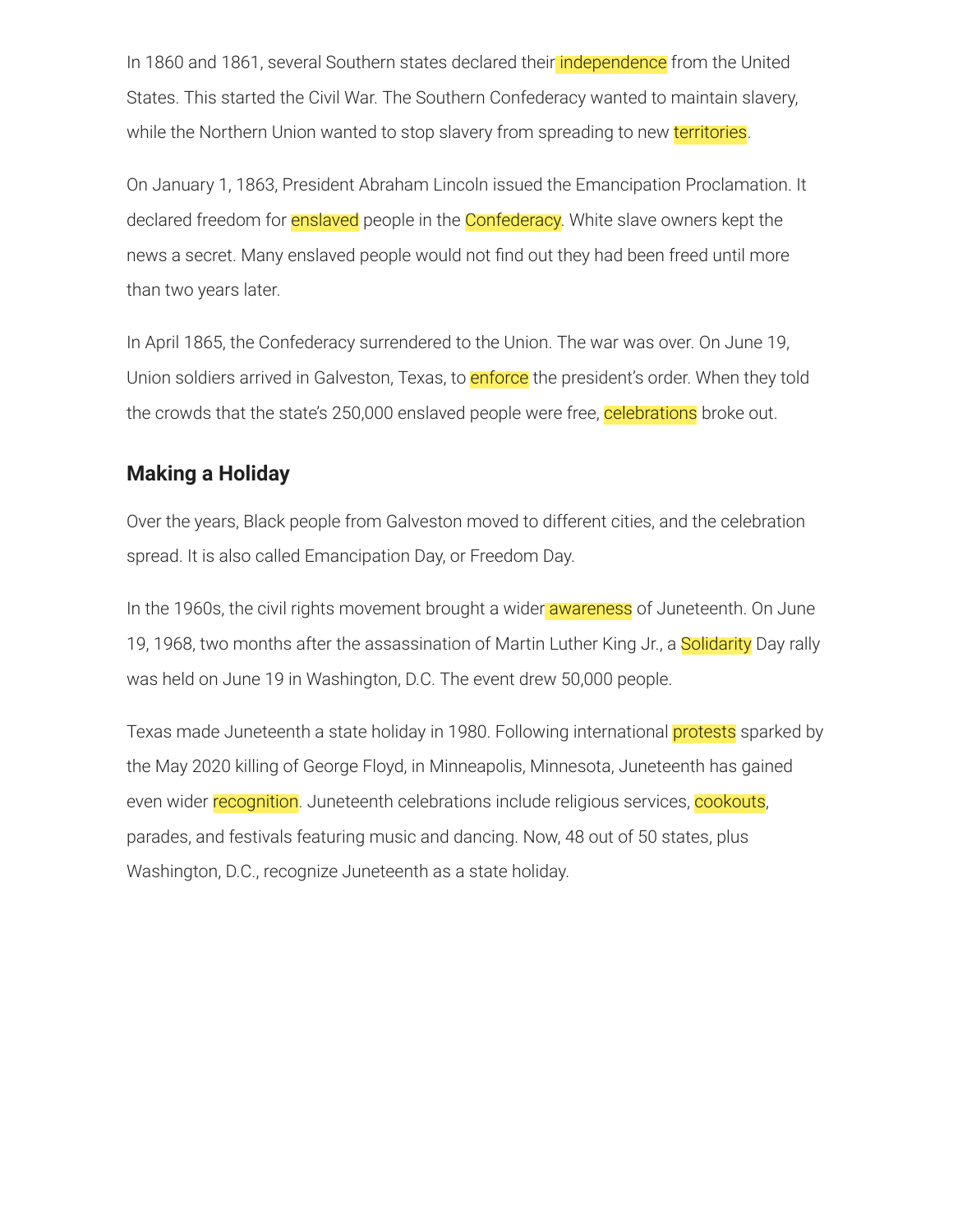In 1860 and 1861, several Southern states declared their independence from the United States. This started the Civil War. The Southern Confederacy wanted to maintain slavery, while the Northern Union wanted to stop slavery from spreading to new territories.

On January 1, 1863, President Abraham Lincoln issued the Emancipation Proclamation. It declared freedom for enslaved people in the Confederacy. White slave owners kept the news a secret. Many enslaved people would not find out they had been freed until more than two years later.

In April 1865, the Confederacy surrendered to the Union. The war was over. On June 19, Union soldiers arrived in Galveston, Texas, to enforce the president's order. When they told the crowds that the state's 250,000 enslaved people were free, celebrations broke out.

## Making a Holiday

Over the years, Black people from Galveston moved to different cities, and the celebration spread. It is also called Emancipation Day, or Freedom Day.

In the 1960s, the civil rights movement brought a wider awareness of Juneteenth. On June 19, 1968, two months after the assassination of Martin Luther King Jr., a Solidarity Day rally was held on June 19 in Washington, D.C. The event drew 50,000 people.

Texas made Juneteenth a state holiday in 1980. Following international protests sparked by the May 2020 killing of George Floyd, in Minneapolis, Minnesota, Juneteenth has gained even wider recognition. Juneteenth celebrations include religious services, cookouts, parades, and festivals featuring music and dancing. Now, 48 out of 50 states, plus Washington, D.C., recognize Juneteenth as a state holiday.